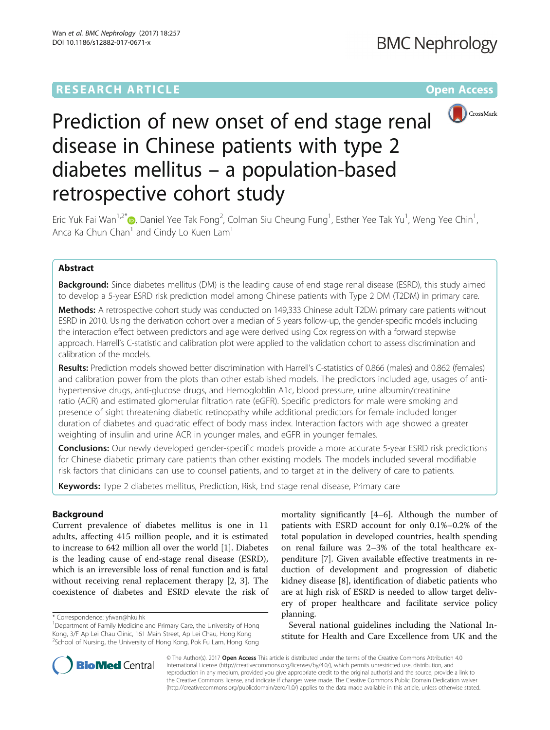RESEARCH ARTICLE

Open Access

# Prediction of new onset of end stage renal disease in Chinese patients with type 2 diabetes mellitus – a population-based retrospective cohort study

Eric Yuk Fai Wan[1,2*], Daniel Yee Tak Fong[2], Colman Siu Cheung Fung[1], Esther Yee Tak Yu[1], Weng Yee Chin[1], Anca Ka Chun Chan[1] and Cindy Lo Kuen Lam[1]

## Abstract

**Background:** Since diabetes mellitus (DM) is the leading cause of end stage renal disease (ESRD), this study aimed to develop a 5-year ESRD risk prediction model among Chinese patients with Type 2 DM (T2DM) in primary care.

**Methods:** A retrospective cohort study was conducted on 149,333 Chinese adult T2DM primary care patients without ESRD in 2010. Using the derivation cohort over a median of 5 years follow-up, the gender-specific models including the interaction effect between predictors and age were derived using Cox regression with a forward stepwise approach. Harrell's C-statistic and calibration plot were applied to the validation cohort to assess discrimination and calibration of the models.

**Results:** Prediction models showed better discrimination with Harrell's C-statistics of 0.866 (males) and 0.862 (females) and calibration power from the plots than other established models. The predictors included age, usages of anti-hypertensive drugs, anti-glucose drugs, and Hemogloblin A1c, blood pressure, urine albumin/creatinine ratio (ACR) and estimated glomerular filtration rate (eGFR). Specific predictors for male were smoking and presence of sight threatening diabetic retinopathy while additional predictors for female included longer duration of diabetes and quadratic effect of body mass index. Interaction factors with age showed a greater weighting of insulin and urine ACR in younger males, and eGFR in younger females.

**Conclusions:** Our newly developed gender-specific models provide a more accurate 5-year ESRD risk predictions for Chinese diabetic primary care patients than other existing models. The models included several modifiable risk factors that clinicians can use to counsel patients, and to target at in the delivery of care to patients.

**Keywords:** Type 2 diabetes mellitus, Prediction, Risk, End stage renal disease, Primary care

## Background

Current prevalence of diabetes mellitus is one in 11 adults, affecting 415 million people, and it is estimated to increase to 642 million all over the world [1]. Diabetes is the leading cause of end-stage renal disease (ESRD), which is an irreversible loss of renal function and is fatal without receiving renal replacement therapy [2, 3]. The coexistence of diabetes and ESRD elevate the risk of mortality significantly [4–6]. Although the number of patients with ESRD account for only 0.1%–0.2% of the total population in developed countries, health spending on renal failure was 2–3% of the total healthcare expenditure [7]. Given available effective treatments in reduction of development and progression of diabetic kidney disease [8], identification of diabetic patients who are at high risk of ESRD is needed to allow target delivery of proper healthcare and facilitate service policy planning.

Several national guidelines including the National Institute for Health and Care Excellence from UK and the

\* Correspondence: yfwan@hku.hk
[1]Department of Family Medicine and Primary Care, the University of Hong Kong, 3/F Ap Lei Chau Clinic, 161 Main Street, Ap Lei Chau, Hong Kong
[2]School of Nursing, the University of Hong Kong, Pok Fu Lam, Hong Kong

© The Author(s). 2017 **Open Access** This article is distributed under the terms of the Creative Commons Attribution 4.0 International License (http://creativecommons.org/licenses/by/4.0/), which permits unrestricted use, distribution, and reproduction in any medium, provided you give appropriate credit to the original author(s) and the source, provide a link to the Creative Commons license, and indicate if changes were made. The Creative Commons Public Domain Dedication waiver (http://creativecommons.org/publicdomain/zero/1.0/) applies to the data made available in this article, unless otherwise stated.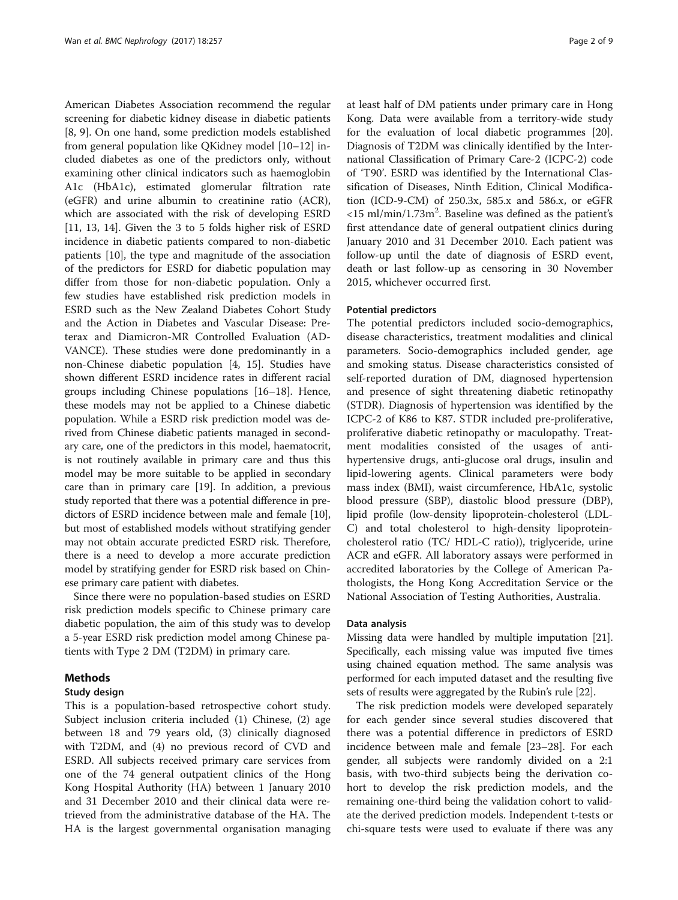American Diabetes Association recommend the regular screening for diabetic kidney disease in diabetic patients [8, 9]. On one hand, some prediction models established from general population like QKidney model [10–12] included diabetes as one of the predictors only, without examining other clinical indicators such as haemoglobin A1c (HbA1c), estimated glomerular filtration rate (eGFR) and urine albumin to creatinine ratio (ACR), which are associated with the risk of developing ESRD [11, 13, 14]. Given the 3 to 5 folds higher risk of ESRD incidence in diabetic patients compared to non-diabetic patients [10], the type and magnitude of the association of the predictors for ESRD for diabetic population may differ from those for non-diabetic population. Only a few studies have established risk prediction models in ESRD such as the New Zealand Diabetes Cohort Study and the Action in Diabetes and Vascular Disease: Preterax and Diamicron-MR Controlled Evaluation (ADVANCE). These studies were done predominantly in a non-Chinese diabetic population [4, 15]. Studies have shown different ESRD incidence rates in different racial groups including Chinese populations [16–18]. Hence, these models may not be applied to a Chinese diabetic population. While a ESRD risk prediction model was derived from Chinese diabetic patients managed in secondary care, one of the predictors in this model, haematocrit, is not routinely available in primary care and thus this model may be more suitable to be applied in secondary care than in primary care [19]. In addition, a previous study reported that there was a potential difference in predictors of ESRD incidence between male and female [10], but most of established models without stratifying gender may not obtain accurate predicted ESRD risk. Therefore, there is a need to develop a more accurate prediction model by stratifying gender for ESRD risk based on Chinese primary care patient with diabetes.

Since there were no population-based studies on ESRD risk prediction models specific to Chinese primary care diabetic population, the aim of this study was to develop a 5-year ESRD risk prediction model among Chinese patients with Type 2 DM (T2DM) in primary care.

## Methods

### Study design

This is a population-based retrospective cohort study. Subject inclusion criteria included (1) Chinese, (2) age between 18 and 79 years old, (3) clinically diagnosed with T2DM, and (4) no previous record of CVD and ESRD. All subjects received primary care services from one of the 74 general outpatient clinics of the Hong Kong Hospital Authority (HA) between 1 January 2010 and 31 December 2010 and their clinical data were retrieved from the administrative database of the HA. The HA is the largest governmental organisation managing at least half of DM patients under primary care in Hong Kong. Data were available from a territory-wide study for the evaluation of local diabetic programmes [20]. Diagnosis of T2DM was clinically identified by the International Classification of Primary Care-2 (ICPC-2) code of 'T90'. ESRD was identified by the International Classification of Diseases, Ninth Edition, Clinical Modification (ICD-9-CM) of 250.3x, 585.x and 586.x, or eGFR <15 ml/min/1.73m$^2$. Baseline was defined as the patient's first attendance date of general outpatient clinics during January 2010 and 31 December 2010. Each patient was follow-up until the date of diagnosis of ESRD event, death or last follow-up as censoring in 30 November 2015, whichever occurred first.

### Potential predictors

The potential predictors included socio-demographics, disease characteristics, treatment modalities and clinical parameters. Socio-demographics included gender, age and smoking status. Disease characteristics consisted of self-reported duration of DM, diagnosed hypertension and presence of sight threatening diabetic retinopathy (STDR). Diagnosis of hypertension was identified by the ICPC-2 of K86 to K87. STDR included pre-proliferative, proliferative diabetic retinopathy or maculopathy. Treatment modalities consisted of the usages of anti-hypertensive drugs, anti-glucose oral drugs, insulin and lipid-lowering agents. Clinical parameters were body mass index (BMI), waist circumference, HbA1c, systolic blood pressure (SBP), diastolic blood pressure (DBP), lipid profile (low-density lipoprotein-cholesterol (LDL-C) and total cholesterol to high-density lipoprotein-cholesterol ratio (TC/ HDL-C ratio)), triglyceride, urine ACR and eGFR. All laboratory assays were performed in accredited laboratories by the College of American Pathologists, the Hong Kong Accreditation Service or the National Association of Testing Authorities, Australia.

### Data analysis

Missing data were handled by multiple imputation [21]. Specifically, each missing value was imputed five times using chained equation method. The same analysis was performed for each imputed dataset and the resulting five sets of results were aggregated by the Rubin's rule [22].

The risk prediction models were developed separately for each gender since several studies discovered that there was a potential difference in predictors of ESRD incidence between male and female [23–28]. For each gender, all subjects were randomly divided on a 2:1 basis, with two-third subjects being the derivation cohort to develop the risk prediction models, and the remaining one-third being the validation cohort to validate the derived prediction models. Independent t-tests or chi-square tests were used to evaluate if there was any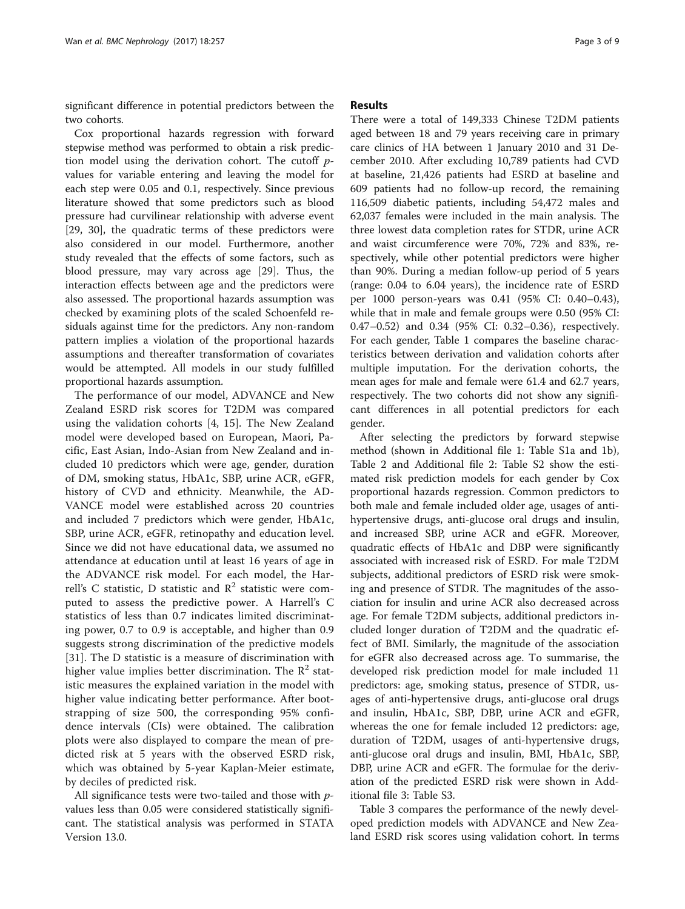significant difference in potential predictors between the two cohorts.

Cox proportional hazards regression with forward stepwise method was performed to obtain a risk prediction model using the derivation cohort. The cutoff $p$-values for variable entering and leaving the model for each step were 0.05 and 0.1, respectively. Since previous literature showed that some predictors such as blood pressure had curvilinear relationship with adverse event [29, 30], the quadratic terms of these predictors were also considered in our model. Furthermore, another study revealed that the effects of some factors, such as blood pressure, may vary across age [29]. Thus, the interaction effects between age and the predictors were also assessed. The proportional hazards assumption was checked by examining plots of the scaled Schoenfeld residuals against time for the predictors. Any non-random pattern implies a violation of the proportional hazards assumptions and thereafter transformation of covariates would be attempted. All models in our study fulfilled proportional hazards assumption.

The performance of our model, ADVANCE and New Zealand ESRD risk scores for T2DM was compared using the validation cohorts [4, 15]. The New Zealand model were developed based on European, Maori, Pacific, East Asian, Indo-Asian from New Zealand and included 10 predictors which were age, gender, duration of DM, smoking status, HbA1c, SBP, urine ACR, eGFR, history of CVD and ethnicity. Meanwhile, the ADVANCE model were established across 20 countries and included 7 predictors which were gender, HbA1c, SBP, urine ACR, eGFR, retinopathy and education level. Since we did not have educational data, we assumed no attendance at education until at least 16 years of age in the ADVANCE risk model. For each model, the Harrell's C statistic, D statistic and $R^2$ statistic were computed to assess the predictive power. A Harrell's C statistics of less than 0.7 indicates limited discriminating power, 0.7 to 0.9 is acceptable, and higher than 0.9 suggests strong discrimination of the predictive models [31]. The D statistic is a measure of discrimination with higher value implies better discrimination. The $R^2$ statistic measures the explained variation in the model with higher value indicating better performance. After bootstrapping of size 500, the corresponding 95% confidence intervals (CIs) were obtained. The calibration plots were also displayed to compare the mean of predicted risk at 5 years with the observed ESRD risk, which was obtained by 5-year Kaplan-Meier estimate, by deciles of predicted risk.

All significance tests were two-tailed and those with $p$-values less than 0.05 were considered statistically significant. The statistical analysis was performed in STATA Version 13.0.

## Results

There were a total of 149,333 Chinese T2DM patients aged between 18 and 79 years receiving care in primary care clinics of HA between 1 January 2010 and 31 December 2010. After excluding 10,789 patients had CVD at baseline, 21,426 patients had ESRD at baseline and 609 patients had no follow-up record, the remaining 116,509 diabetic patients, including 54,472 males and 62,037 females were included in the main analysis. The three lowest data completion rates for STDR, urine ACR and waist circumference were 70%, 72% and 83%, respectively, while other potential predictors were higher than 90%. During a median follow-up period of 5 years (range: 0.04 to 6.04 years), the incidence rate of ESRD per 1000 person-years was 0.41 (95% CI: 0.40–0.43), while that in male and female groups were 0.50 (95% CI: 0.47–0.52) and 0.34 (95% CI: 0.32–0.36), respectively. For each gender, Table 1 compares the baseline characteristics between derivation and validation cohorts after multiple imputation. For the derivation cohorts, the mean ages for male and female were 61.4 and 62.7 years, respectively. The two cohorts did not show any significant differences in all potential predictors for each gender.

After selecting the predictors by forward stepwise method (shown in Additional file 1: Table S1a and 1b), Table 2 and Additional file 2: Table S2 show the estimated risk prediction models for each gender by Cox proportional hazards regression. Common predictors to both male and female included older age, usages of anti-hypertensive drugs, anti-glucose oral drugs and insulin, and increased SBP, urine ACR and eGFR. Moreover, quadratic effects of HbA1c and DBP were significantly associated with increased risk of ESRD. For male T2DM subjects, additional predictors of ESRD risk were smoking and presence of STDR. The magnitudes of the association for insulin and urine ACR also decreased across age. For female T2DM subjects, additional predictors included longer duration of T2DM and the quadratic effect of BMI. Similarly, the magnitude of the association for eGFR also decreased across age. To summarise, the developed risk prediction model for male included 11 predictors: age, smoking status, presence of STDR, usages of anti-hypertensive drugs, anti-glucose oral drugs and insulin, HbA1c, SBP, DBP, urine ACR and eGFR, whereas the one for female included 12 predictors: age, duration of T2DM, usages of anti-hypertensive drugs, anti-glucose oral drugs and insulin, BMI, HbA1c, SBP, DBP, urine ACR and eGFR. The formulae for the derivation of the predicted ESRD risk were shown in Additional file 3: Table S3.

Table 3 compares the performance of the newly developed prediction models with ADVANCE and New Zealand ESRD risk scores using validation cohort. In terms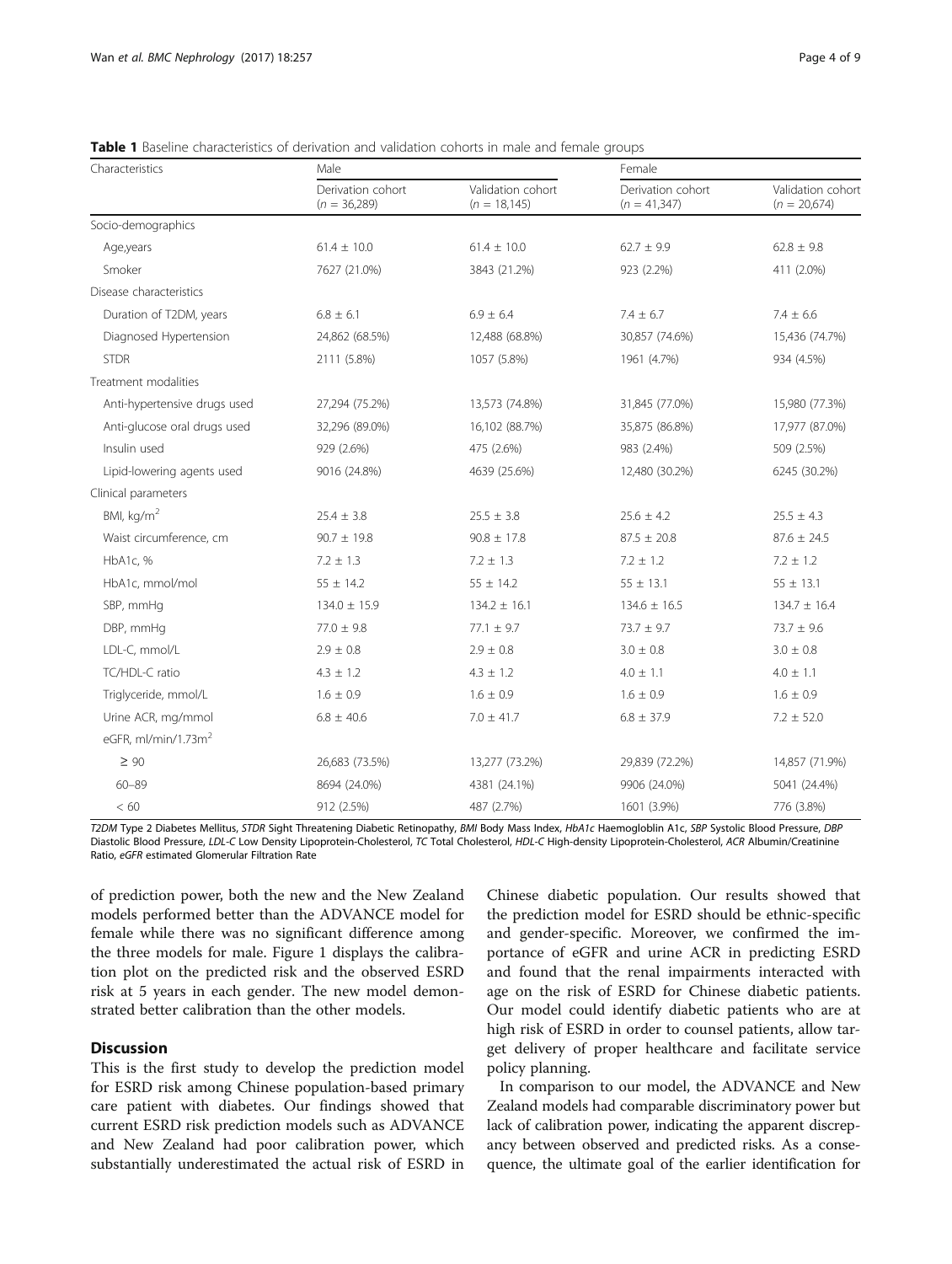**Table 1** Baseline characteristics of derivation and validation cohorts in male and female groups

| Characteristics | Male | | Female | |
|---|---|---|---|---|
| | Derivation cohort ($n$ = 36,289) | Validation cohort ($n$ = 18,145) | Derivation cohort ($n$ = 41,347) | Validation cohort ($n$ = 20,674) |
| Socio-demographics | | | | |
| Age,years | 61.4 ± 10.0 | 61.4 ± 10.0 | 62.7 ± 9.9 | 62.8 ± 9.8 |
| Smoker | 7627 (21.0%) | 3843 (21.2%) | 923 (2.2%) | 411 (2.0%) |
| Disease characteristics | | | | |
| Duration of T2DM, years | 6.8 ± 6.1 | 6.9 ± 6.4 | 7.4 ± 6.7 | 7.4 ± 6.6 |
| Diagnosed Hypertension | 24,862 (68.5%) | 12,488 (68.8%) | 30,857 (74.6%) | 15,436 (74.7%) |
| STDR | 2111 (5.8%) | 1057 (5.8%) | 1961 (4.7%) | 934 (4.5%) |
| Treatment modalities | | | | |
| Anti-hypertensive drugs used | 27,294 (75.2%) | 13,573 (74.8%) | 31,845 (77.0%) | 15,980 (77.3%) |
| Anti-glucose oral drugs used | 32,296 (89.0%) | 16,102 (88.7%) | 35,875 (86.8%) | 17,977 (87.0%) |
| Insulin used | 929 (2.6%) | 475 (2.6%) | 983 (2.4%) | 509 (2.5%) |
| Lipid-lowering agents used | 9016 (24.8%) | 4639 (25.6%) | 12,480 (30.2%) | 6245 (30.2%) |
| Clinical parameters | | | | |
| BMI, kg/m$^2$ | 25.4 ± 3.8 | 25.5 ± 3.8 | 25.6 ± 4.2 | 25.5 ± 4.3 |
| Waist circumference, cm | 90.7 ± 19.8 | 90.8 ± 17.8 | 87.5 ± 20.8 | 87.6 ± 24.5 |
| HbA1c, % | 7.2 ± 1.3 | 7.2 ± 1.3 | 7.2 ± 1.2 | 7.2 ± 1.2 |
| HbA1c, mmol/mol | 55 ± 14.2 | 55 ± 14.2 | 55 ± 13.1 | 55 ± 13.1 |
| SBP, mmHg | 134.0 ± 15.9 | 134.2 ± 16.1 | 134.6 ± 16.5 | 134.7 ± 16.4 |
| DBP, mmHg | 77.0 ± 9.8 | 77.1 ± 9.7 | 73.7 ± 9.7 | 73.7 ± 9.6 |
| LDL-C, mmol/L | 2.9 ± 0.8 | 2.9 ± 0.8 | 3.0 ± 0.8 | 3.0 ± 0.8 |
| TC/HDL-C ratio | 4.3 ± 1.2 | 4.3 ± 1.2 | 4.0 ± 1.1 | 4.0 ± 1.1 |
| Triglyceride, mmol/L | 1.6 ± 0.9 | 1.6 ± 0.9 | 1.6 ± 0.9 | 1.6 ± 0.9 |
| Urine ACR, mg/mmol | 6.8 ± 40.6 | 7.0 ± 41.7 | 6.8 ± 37.9 | 7.2 ± 52.0 |
| eGFR, ml/min/1.73m$^2$ | | | | |
| ≥ 90 | 26,683 (73.5%) | 13,277 (73.2%) | 29,839 (72.2%) | 14,857 (71.9%) |
| 60–89 | 8694 (24.0%) | 4381 (24.1%) | 9906 (24.0%) | 5041 (24.4%) |
| < 60 | 912 (2.5%) | 487 (2.7%) | 1601 (3.9%) | 776 (3.8%) |

*T2DM* Type 2 Diabetes Mellitus, *STDR* Sight Threatening Diabetic Retinopathy, *BMI* Body Mass Index, *HbA1c* Haemogloblin A1c, *SBP* Systolic Blood Pressure, *DBP* Diastolic Blood Pressure, *LDL-C* Low Density Lipoprotein-Cholesterol, *TC* Total Cholesterol, *HDL-C* High-density Lipoprotein-Cholesterol, *ACR* Albumin/Creatinine Ratio, *eGFR* estimated Glomerular Filtration Rate

of prediction power, both the new and the New Zealand models performed better than the ADVANCE model for female while there was no significant difference among the three models for male. Figure 1 displays the calibration plot on the predicted risk and the observed ESRD risk at 5 years in each gender. The new model demonstrated better calibration than the other models.

## Discussion

This is the first study to develop the prediction model for ESRD risk among Chinese population-based primary care patient with diabetes. Our findings showed that current ESRD risk prediction models such as ADVANCE and New Zealand had poor calibration power, which substantially underestimated the actual risk of ESRD in Chinese diabetic population. Our results showed that the prediction model for ESRD should be ethnic-specific and gender-specific. Moreover, we confirmed the importance of eGFR and urine ACR in predicting ESRD and found that the renal impairments interacted with age on the risk of ESRD for Chinese diabetic patients. Our model could identify diabetic patients who are at high risk of ESRD in order to counsel patients, allow target delivery of proper healthcare and facilitate service policy planning.

In comparison to our model, the ADVANCE and New Zealand models had comparable discriminatory power but lack of calibration power, indicating the apparent discrepancy between observed and predicted risks. As a consequence, the ultimate goal of the earlier identification for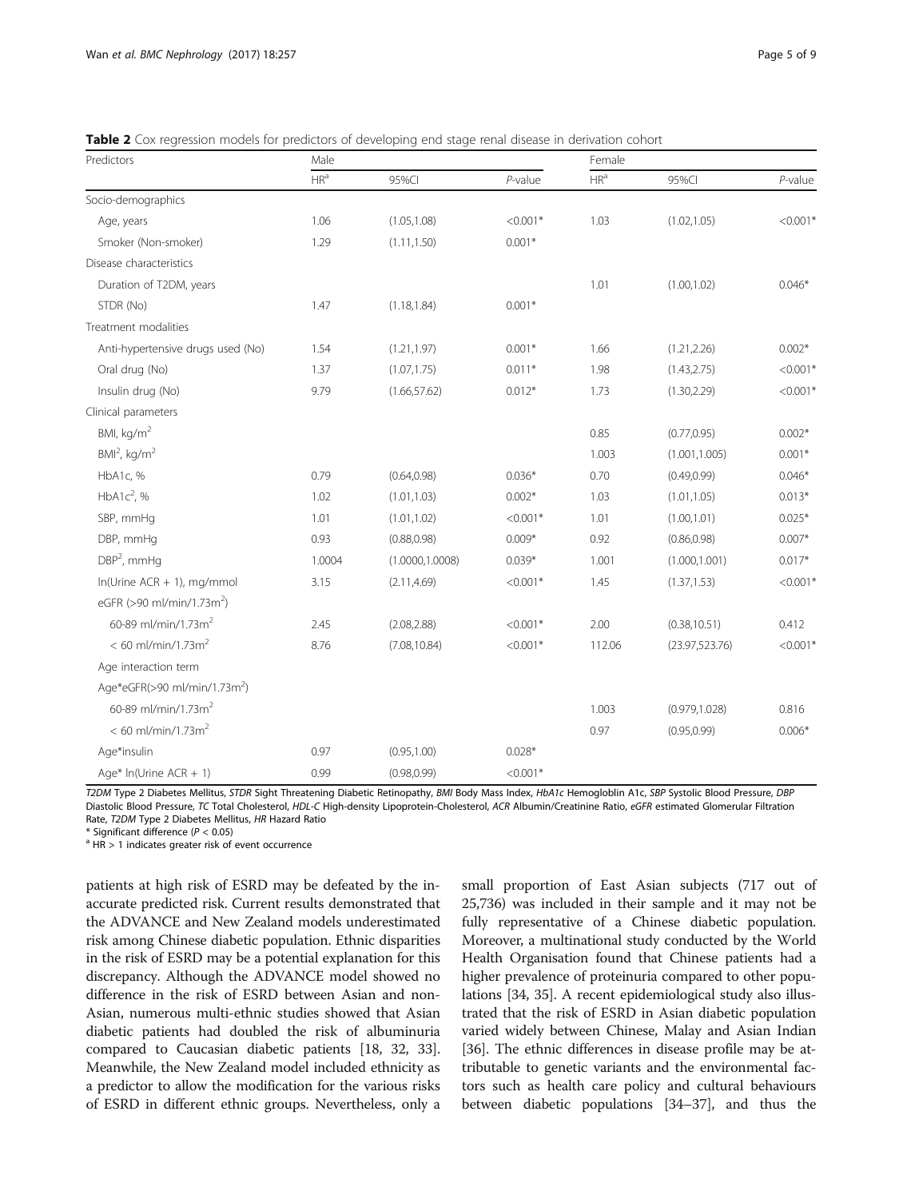**Table 2** Cox regression models for predictors of developing end stage renal disease in derivation cohort

| Predictors | Male | | | Female | | |
|---|---|---|---|---|---|---|
| | HR[a] | 95%CI | *P*-value | HR[a] | 95%CI | *P*-value |
| Socio-demographics | | | | | | |
| Age, years | 1.06 | (1.05,1.08) | <0.001* | 1.03 | (1.02,1.05) | <0.001* |
| Smoker (Non-smoker) | 1.29 | (1.11,1.50) | 0.001* | | | |
| Disease characteristics | | | | | | |
| Duration of T2DM, years | | | | 1.01 | (1.00,1.02) | 0.046* |
| STDR (No) | 1.47 | (1.18,1.84) | 0.001* | | | |
| Treatment modalities | | | | | | |
| Anti-hypertensive drugs used (No) | 1.54 | (1.21,1.97) | 0.001* | 1.66 | (1.21,2.26) | 0.002* |
| Oral drug (No) | 1.37 | (1.07,1.75) | 0.011* | 1.98 | (1.43,2.75) | <0.001* |
| Insulin drug (No) | 9.79 | (1.66,57.62) | 0.012* | 1.73 | (1.30,2.29) | <0.001* |
| Clinical parameters | | | | | | |
| BMI, $kg/m^2$ | | | | 0.85 | (0.77,0.95) | 0.002* |
| $BMI^2$, $kg/m^2$ | | | | 1.003 | (1.001,1.005) | 0.001* |
| HbA1c, % | 0.79 | (0.64,0.98) | 0.036* | 0.70 | (0.49,0.99) | 0.046* |
| $HbA1c^2$, % | 1.02 | (1.01,1.03) | 0.002* | 1.03 | (1.01,1.05) | 0.013* |
| SBP, mmHg | 1.01 | (1.01,1.02) | <0.001* | 1.01 | (1.00,1.01) | 0.025* |
| DBP, mmHg | 0.93 | (0.88,0.98) | 0.009* | 0.92 | (0.86,0.98) | 0.007* |
| $DBP^2$, mmHg | 1.0004 | (1.0000,1.0008) | 0.039* | 1.001 | (1.000,1.001) | 0.017* |
| ln(Urine ACR + 1), mg/mmol | 3.15 | (2.11,4.69) | <0.001* | 1.45 | (1.37,1.53) | <0.001* |
| eGFR (>90 ml/min/1.73$m^2$) | | | | | | |
| 60-89 ml/min/1.73$m^2$ | 2.45 | (2.08,2.88) | <0.001* | 2.00 | (0.38,10.51) | 0.412 |
| < 60 ml/min/1.73$m^2$ | 8.76 | (7.08,10.84) | <0.001* | 112.06 | (23.97,523.76) | <0.001* |
| Age interaction term | | | | | | |
| Age*eGFR(>90 ml/min/1.73$m^2$) | | | | | | |
| 60-89 ml/min/1.73$m^2$ | | | | 1.003 | (0.979,1.028) | 0.816 |
| < 60 ml/min/1.73$m^2$ | | | | 0.97 | (0.95,0.99) | 0.006* |
| Age*insulin | 0.97 | (0.95,1.00) | 0.028* | | | |
| Age* ln(Urine ACR + 1) | 0.99 | (0.98,0.99) | <0.001* | | | |

*T2DM* Type 2 Diabetes Mellitus, *STDR* Sight Threatening Diabetic Retinopathy, *BMI* Body Mass Index, *HbA1c* Hemoglobin A1c, *SBP* Systolic Blood Pressure, *DBP* Diastolic Blood Pressure, *TC* Total Cholesterol, *HDL-C* High-density Lipoprotein-Cholesterol, *ACR* Albumin/Creatinine Ratio, *eGFR* estimated Glomerular Filtration Rate, *T2DM* Type 2 Diabetes Mellitus, *HR* Hazard Ratio

* Significant difference ($P < 0.05$)

[a] HR > 1 indicates greater risk of event occurrence

patients at high risk of ESRD may be defeated by the inaccurate predicted risk. Current results demonstrated that the ADVANCE and New Zealand models underestimated risk among Chinese diabetic population. Ethnic disparities in the risk of ESRD may be a potential explanation for this discrepancy. Although the ADVANCE model showed no difference in the risk of ESRD between Asian and non-Asian, numerous multi-ethnic studies showed that Asian diabetic patients had doubled the risk of albuminuria compared to Caucasian diabetic patients [18, 32, 33]. Meanwhile, the New Zealand model included ethnicity as a predictor to allow the modification for the various risks of ESRD in different ethnic groups. Nevertheless, only a small proportion of East Asian subjects (717 out of 25,736) was included in their sample and it may not be fully representative of a Chinese diabetic population. Moreover, a multinational study conducted by the World Health Organisation found that Chinese patients had a higher prevalence of proteinuria compared to other populations [34, 35]. A recent epidemiological study also illustrated that the risk of ESRD in Asian diabetic population varied widely between Chinese, Malay and Asian Indian [36]. The ethnic differences in disease profile may be attributable to genetic variants and the environmental factors such as health care policy and cultural behaviours between diabetic populations [34–37], and thus the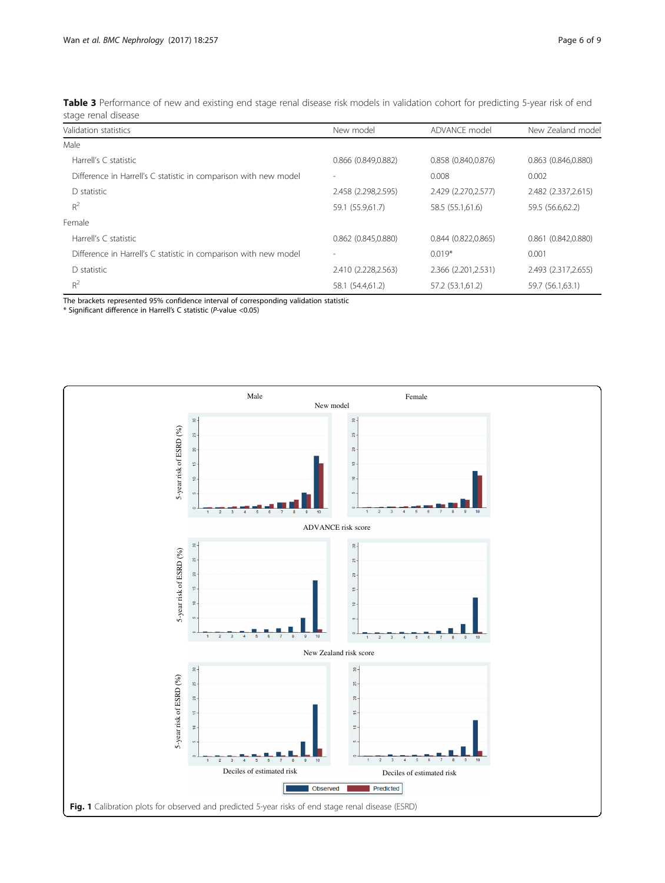**Table 3** Performance of new and existing end stage renal disease risk models in validation cohort for predicting 5-year risk of end stage renal disease

| Validation statistics | New model | ADVANCE model | New Zealand model |
|---|---|---|---|
| Male | | | |
| Harrell's C statistic | 0.866 (0.849,0.882) | 0.858 (0.840,0.876) | 0.863 (0.846,0.880) |
| Difference in Harrell's C statistic in comparison with new model | - | 0.008 | 0.002 |
| D statistic | 2.458 (2.298,2.595) | 2.429 (2.270,2.577) | 2.482 (2.337,2.615) |
| $R^2$ | 59.1 (55.9,61.7) | 58.5 (55.1,61.6) | 59.5 (56.6,62.2) |
| Female | | | |
| Harrell's C statistic | 0.862 (0.845,0.880) | 0.844 (0.822,0.865) | 0.861 (0.842,0.880) |
| Difference in Harrell's C statistic in comparison with new model | - | 0.019* | 0.001 |
| D statistic | 2.410 (2.228,2.563) | 2.366 (2.201,2.531) | 2.493 (2.317,2.655) |
| $R^2$ | 58.1 (54.4,61.2) | 57.2 (53.1,61.2) | 59.7 (56.1,63.1) |

The brackets represented 95% confidence interval of corresponding validation statistic
* Significant difference in Harrell's C statistic (*P*-value <0.05)

**Fig. 1** Calibration plots for observed and predicted 5-year risks of end stage renal disease (ESRD)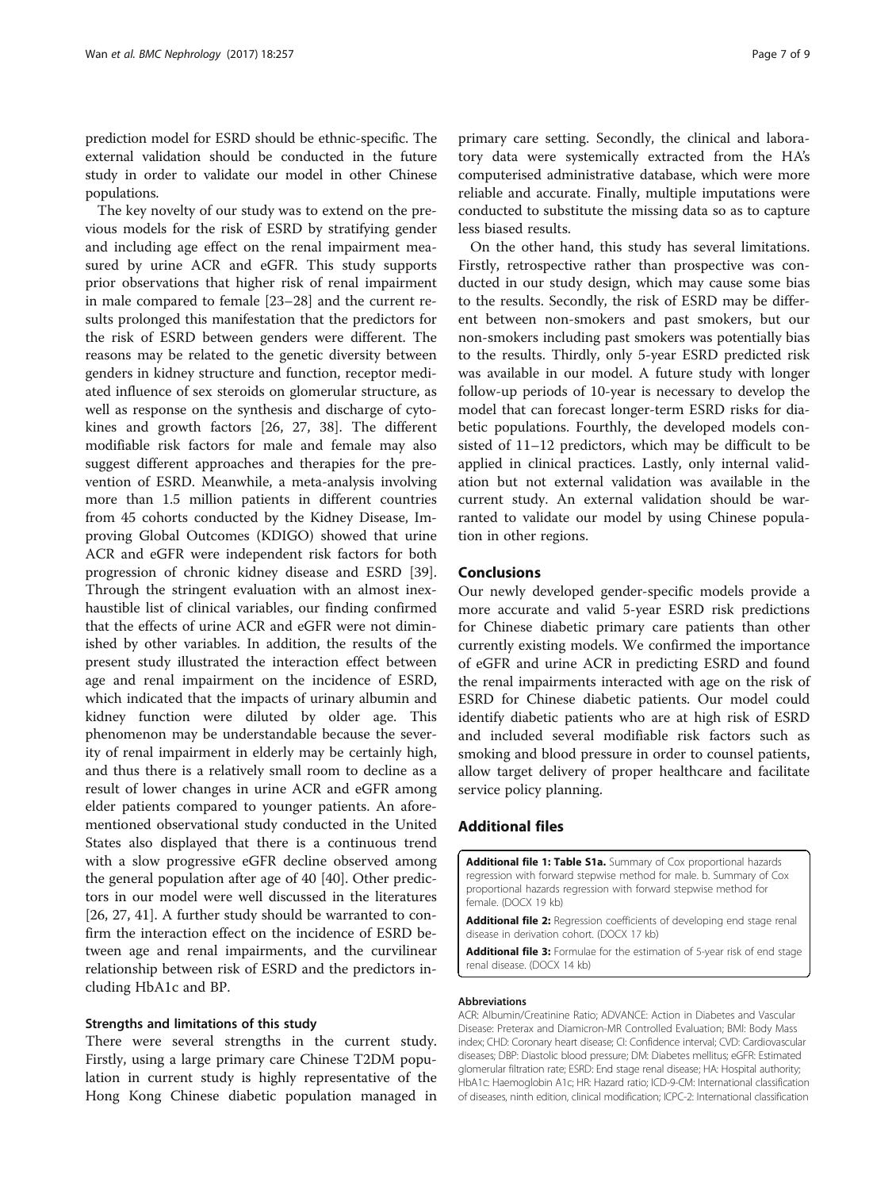prediction model for ESRD should be ethnic-specific. The external validation should be conducted in the future study in order to validate our model in other Chinese populations.

The key novelty of our study was to extend on the previous models for the risk of ESRD by stratifying gender and including age effect on the renal impairment measured by urine ACR and eGFR. This study supports prior observations that higher risk of renal impairment in male compared to female [23–28] and the current results prolonged this manifestation that the predictors for the risk of ESRD between genders were different. The reasons may be related to the genetic diversity between genders in kidney structure and function, receptor mediated influence of sex steroids on glomerular structure, as well as response on the synthesis and discharge of cytokines and growth factors [26, 27, 38]. The different modifiable risk factors for male and female may also suggest different approaches and therapies for the prevention of ESRD. Meanwhile, a meta-analysis involving more than 1.5 million patients in different countries from 45 cohorts conducted by the Kidney Disease, Improving Global Outcomes (KDIGO) showed that urine ACR and eGFR were independent risk factors for both progression of chronic kidney disease and ESRD [39]. Through the stringent evaluation with an almost inexhaustible list of clinical variables, our finding confirmed that the effects of urine ACR and eGFR were not diminished by other variables. In addition, the results of the present study illustrated the interaction effect between age and renal impairment on the incidence of ESRD, which indicated that the impacts of urinary albumin and kidney function were diluted by older age. This phenomenon may be understandable because the severity of renal impairment in elderly may be certainly high, and thus there is a relatively small room to decline as a result of lower changes in urine ACR and eGFR among elder patients compared to younger patients. An aforementioned observational study conducted in the United States also displayed that there is a continuous trend with a slow progressive eGFR decline observed among the general population after age of 40 [40]. Other predictors in our model were well discussed in the literatures [26, 27, 41]. A further study should be warranted to confirm the interaction effect on the incidence of ESRD between age and renal impairments, and the curvilinear relationship between risk of ESRD and the predictors including HbA1c and BP.

### Strengths and limitations of this study

There were several strengths in the current study. Firstly, using a large primary care Chinese T2DM population in current study is highly representative of the Hong Kong Chinese diabetic population managed in primary care setting. Secondly, the clinical and laboratory data were systemically extracted from the HA's computerised administrative database, which were more reliable and accurate. Finally, multiple imputations were conducted to substitute the missing data so as to capture less biased results.

On the other hand, this study has several limitations. Firstly, retrospective rather than prospective was conducted in our study design, which may cause some bias to the results. Secondly, the risk of ESRD may be different between non-smokers and past smokers, but our non-smokers including past smokers was potentially bias to the results. Thirdly, only 5-year ESRD predicted risk was available in our model. A future study with longer follow-up periods of 10-year is necessary to develop the model that can forecast longer-term ESRD risks for diabetic populations. Fourthly, the developed models consisted of 11–12 predictors, which may be difficult to be applied in clinical practices. Lastly, only internal validation but not external validation was available in the current study. An external validation should be warranted to validate our model by using Chinese population in other regions.

## Conclusions

Our newly developed gender-specific models provide a more accurate and valid 5-year ESRD risk predictions for Chinese diabetic primary care patients than other currently existing models. We confirmed the importance of eGFR and urine ACR in predicting ESRD and found the renal impairments interacted with age on the risk of ESRD for Chinese diabetic patients. Our model could identify diabetic patients who are at high risk of ESRD and included several modifiable risk factors such as smoking and blood pressure in order to counsel patients, allow target delivery of proper healthcare and facilitate service policy planning.

## Additional files

**Additional file 1: Table S1a.** Summary of Cox proportional hazards regression with forward stepwise method for male. b. Summary of Cox proportional hazards regression with forward stepwise method for female. (DOCX 19 kb)

**Additional file 2:** Regression coefficients of developing end stage renal disease in derivation cohort. (DOCX 17 kb)

**Additional file 3:** Formulae for the estimation of 5-year risk of end stage renal disease. (DOCX 14 kb)

#### Abbreviations

ACR: Albumin/Creatinine Ratio; ADVANCE: Action in Diabetes and Vascular Disease: Preterax and Diamicron-MR Controlled Evaluation; BMI: Body Mass index; CHD: Coronary heart disease; CI: Confidence interval; CVD: Cardiovascular diseases; DBP: Diastolic blood pressure; DM: Diabetes mellitus; eGFR: Estimated glomerular filtration rate; ESRD: End stage renal disease; HA: Hospital authority; HbA1c: Haemoglobin A1c; HR: Hazard ratio; ICD-9-CM: International classification of diseases, ninth edition, clinical modification; ICPC-2: International classification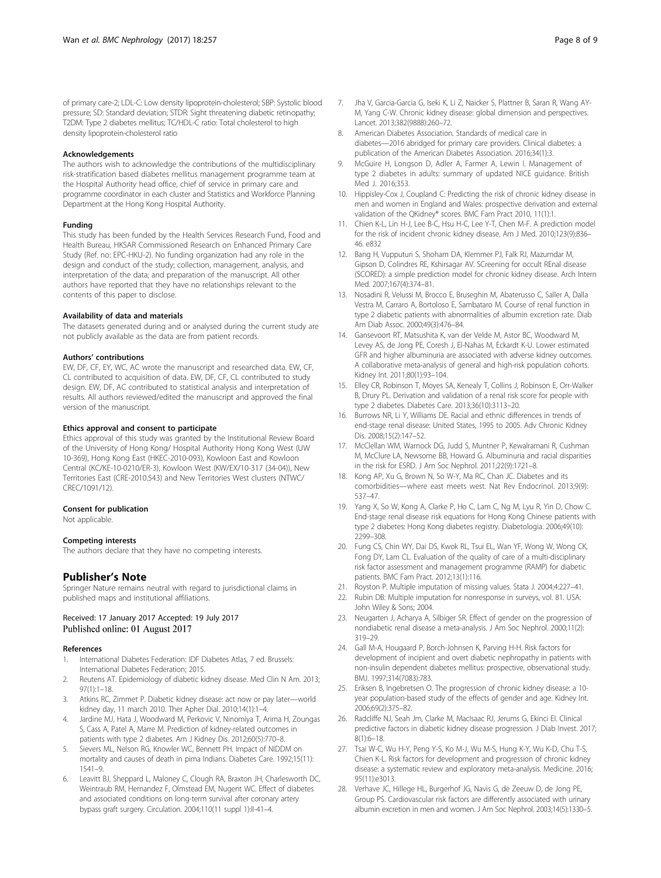of primary care-2; LDL-C: Low density lipoprotein-cholesterol; SBP: Systolic blood pressure; SD: Standard deviation; STDR: Sight threatening diabetic retinopathy; T2DM: Type 2 diabetes mellitus; TC/HDL-C ratio: Total cholesterol to high density lipoprotein-cholesterol ratio

#### Acknowledgements

The authors wish to acknowledge the contributions of the multidisciplinary risk-stratification based diabetes mellitus management programme team at the Hospital Authority head office, chief of service in primary care and programme coordinator in each cluster and Statistics and Workforce Planning Department at the Hong Kong Hospital Authority.

#### Funding

This study has been funded by the Health Services Research Fund, Food and Health Bureau, HKSAR Commissioned Research on Enhanced Primary Care Study (Ref. no: EPC-HKU-2). No funding organization had any role in the design and conduct of the study; collection, management, analysis, and interpretation of the data; and preparation of the manuscript. All other authors have reported that they have no relationships relevant to the contents of this paper to disclose.

#### Availability of data and materials

The datasets generated during and or analysed during the current study are not publicly available as the data are from patient records.

#### Authors' contributions

EW, DF, CF, EY, WC, AC wrote the manuscript and researched data. EW, CF, CL contributed to acquisition of data. EW, DF, CF, CL contributed to study design. EW, DF, AC contributed to statistical analysis and interpretation of results. All authors reviewed/edited the manuscript and approved the final version of the manuscript.

#### Ethics approval and consent to participate

Ethics approval of this study was granted by the Institutional Review Board of the University of Hong Kong/ Hospital Authority Hong Kong West (UW 10-369), Hong Kong East (HKEC-2010-093), Kowloon East and Kowloon Central (KC/KE-10-0210/ER-3), Kowloon West (KW/EX/10-317 (34-04)), New Territories East (CRE-2010.543) and New Territories West clusters (NTWC/CREC/1091/12).

#### Consent for publication

Not applicable.

#### Competing interests

The authors declare that they have no competing interests.

## Publisher's Note

Springer Nature remains neutral with regard to jurisdictional claims in published maps and institutional affiliations.

Received: 17 January 2017 Accepted: 19 July 2017
Published online: 01 August 2017

#### References

1. International Diabetes Federation: IDF Diabetes Atlas, 7 ed. Brussels: International Diabetes Federation; 2015.
2. Reutens AT. Epidemiology of diabetic kidney disease. Med Clin N Am. 2013; 97(1):1–18.
3. Atkins RC, Zimmet P. Diabetic kidney disease: act now or pay later—world kidney day, 11 march 2010. Ther Apher Dial. 2010;14(1):1–4.
4. Jardine MJ, Hata J, Woodward M, Perkovic V, Ninomiya T, Arima H, Zoungas S, Cass A, Patel A, Marre M. Prediction of kidney-related outcomes in patients with type 2 diabetes. Am J Kidney Dis. 2012;60(5):770–8.
5. Sievers ML, Nelson RG, Knowler WC, Bennett PH. Impact of NIDDM on mortality and causes of death in pima Indians. Diabetes Care. 1992;15(11): 1541–9.
6. Leavitt BJ, Sheppard L, Maloney C, Clough RA, Braxton JH, Charlesworth DC, Weintraub RM, Hernandez F, Olmstead EM, Nugent WC. Effect of diabetes and associated conditions on long-term survival after coronary artery bypass graft surgery. Circulation. 2004;110(11 suppl 1):II-41–4.
7. Jha V, Garcia-Garcia G, Iseki K, Li Z, Naicker S, Plattner B, Saran R, Wang AY-M, Yang C-W. Chronic kidney disease: global dimension and perspectives. Lancet. 2013;382(9888):260–72.
8. American Diabetes Association. Standards of medical care in diabetes—2016 abridged for primary care providers. Clinical diabetes: a publication of the American Diabetes Association. 2016;34(1):3.
9. McGuire H, Longson D, Adler A, Farmer A, Lewin I. Management of type 2 diabetes in adults: summary of updated NICE guidance. British Med J. 2016;353.
10. Hippisley-Cox J, Coupland C: Predicting the risk of chronic kidney disease in men and women in England and Wales: prospective derivation and external validation of the QKidney® scores. BMC Fam Pract 2010, 11(1):1.
11. Chien K-L, Lin H-J, Lee B-C, Hsu H-C, Lee Y-T, Chen M-F. A prediction model for the risk of incident chronic kidney disease. Am J Med. 2010;123(9):836–46. e832
12. Bang H, Vupputuri S, Shoham DA, Klemmer PJ, Falk RJ, Mazumdar M, Gipson D, Colindres RE, Kshirsagar AV. SCreening for occult REnal disease (SCORED): a simple prediction model for chronic kidney disease. Arch Intern Med. 2007;167(4):374–81.
13. Nosadini R, Velussi M, Brocco E, Bruseghin M, Abaterusso C, Saller A, Dalla Vestra M, Carraro A, Bortoloso E, Sambataro M. Course of renal function in type 2 diabetic patients with abnormalities of albumin excretion rate. Diab Am Diab Assoc. 2000;49(3):476–84.
14. Gansevoort RT, Matsushita K, van der Velde M, Astor BC, Woodward M, Levey AS, de Jong PE, Coresh J, El-Nahas M, Eckardt K-U. Lower estimated GFR and higher albuminuria are associated with adverse kidney outcomes. A collaborative meta-analysis of general and high-risk population cohorts. Kidney Int. 2011;80(1):93–104.
15. Elley CR, Robinson T, Moyes SA, Kenealy T, Collins J, Robinson E, Orr-Walker B, Drury PL. Derivation and validation of a renal risk score for people with type 2 diabetes. Diabetes Care. 2013;36(10):3113–20.
16. Burrows NR, Li Y, Williams DE. Racial and ethnic differences in trends of end-stage renal disease: United States, 1995 to 2005. Adv Chronic Kidney Dis. 2008;15(2):147–52.
17. McClellan WM, Warnock DG, Judd S, Muntner P, Kewalramani R, Cushman M, McClure LA, Newsome BB, Howard G. Albuminuria and racial disparities in the risk for ESRD. J Am Soc Nephrol. 2011;22(9):1721–8.
18. Kong AP, Xu G, Brown N, So W-Y, Ma RC, Chan JC. Diabetes and its comorbidities—where east meets west. Nat Rev Endocrinol. 2013;9(9): 537–47.
19. Yang X, So W, Kong A, Clarke P, Ho C, Lam C, Ng M, Lyu R, Yin D, Chow C. End-stage renal disease risk equations for Hong Kong Chinese patients with type 2 diabetes: Hong Kong diabetes registry. Diabetologia. 2006;49(10): 2299–308.
20. Fung CS, Chin WY, Dai DS, Kwok RL, Tsui EL, Wan YF, Wong W, Wong CK, Fong DY, Lam CL. Evaluation of the quality of care of a multi-disciplinary risk factor assessment and management programme (RAMP) for diabetic patients. BMC Fam Pract. 2012;13(1):116.
21. Royston P. Multiple imputation of missing values. Stata J. 2004;4:227–41.
22. Rubin DB: Multiple imputation for nonresponse in surveys, vol. 81. USA: John Wiley & Sons; 2004.
23. Neugarten J, Acharya A, Silbiger SR. Effect of gender on the progression of nondiabetic renal disease a meta-analysis. J Am Soc Nephrol. 2000;11(2): 319–29.
24. Gall M-A, Hougaard P, Borch-Johnsen K, Parving H-H. Risk factors for development of incipient and overt diabetic nephropathy in patients with non-insulin dependent diabetes mellitus: prospective, observational study. BMJ. 1997;314(7083):783.
25. Eriksen B, Ingebretsen O. The progression of chronic kidney disease: a 10-year population-based study of the effects of gender and age. Kidney Int. 2006;69(2):375–82.
26. Radcliffe NJ, Seah Jm, Clarke M, MacIsaac RJ, Jerums G, Ekinci EI. Clinical predictive factors in diabetic kidney disease progression. J Diab Invest. 2017; 8(1):6–18.
27. Tsai W-C, Wu H-Y, Peng Y-S, Ko M-J, Wu M-S, Hung K-Y, Wu K-D, Chu T-S, Chien K-L. Risk factors for development and progression of chronic kidney disease: a systematic review and exploratory meta-analysis. Medicine. 2016; 95(11):e3013.
28. Verhave JC, Hillege HL, Burgerhof JG, Navis G, de Zeeuw D, de Jong PE, Group PS. Cardiovascular risk factors are differently associated with urinary albumin excretion in men and women. J Am Soc Nephrol. 2003;14(5):1330–5.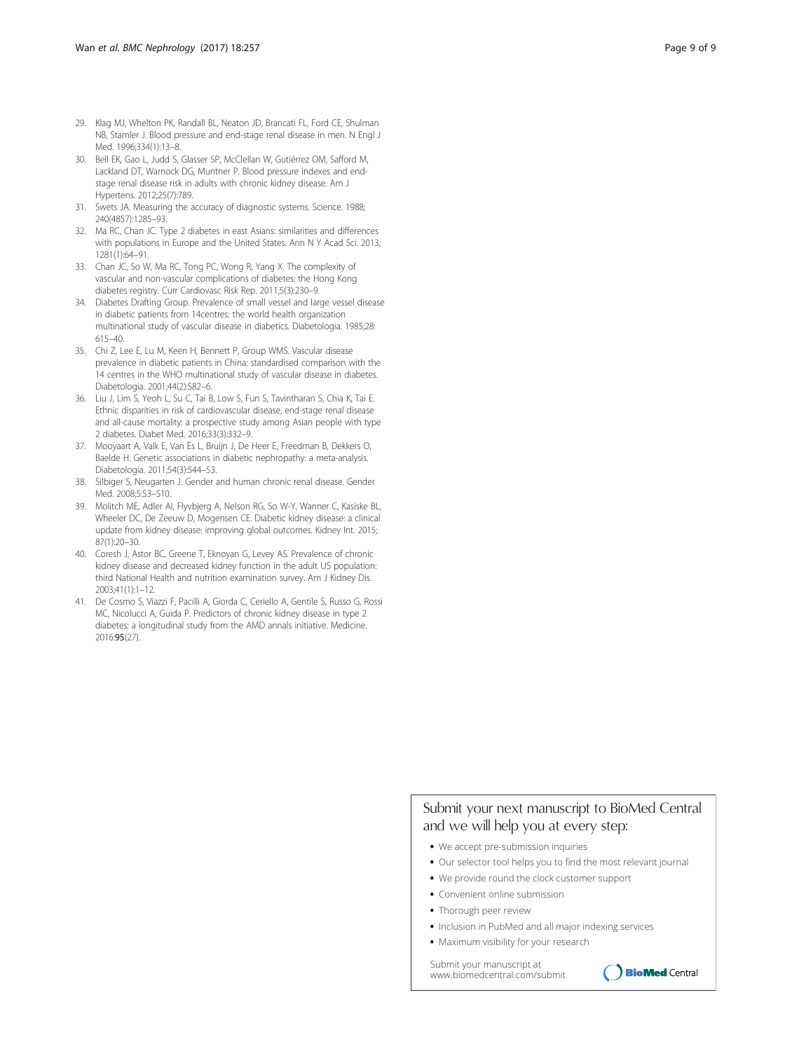29. Klag MJ, Whelton PK, Randall BL, Neaton JD, Brancati FL, Ford CE, Shulman NB, Stamler J. Blood pressure and end-stage renal disease in men. N Engl J Med. 1996;334(1):13–8.
30. Bell EK, Gao L, Judd S, Glasser SP, McClellan W, Gutiérrez OM, Safford M, Lackland DT, Warnock DG, Muntner P. Blood pressure indexes and end-stage renal disease risk in adults with chronic kidney disease. Am J Hypertens. 2012;25(7):789.
31. Swets JA. Measuring the accuracy of diagnostic systems. Science. 1988; 240(4857):1285–93.
32. Ma RC, Chan JC. Type 2 diabetes in east Asians: similarities and differences with populations in Europe and the United States. Ann N Y Acad Sci. 2013; 1281(1):64–91.
33. Chan JC, So W, Ma RC, Tong PC, Wong R, Yang X. The complexity of vascular and non-vascular complications of diabetes: the Hong Kong diabetes registry. Curr Cardiovasc Risk Rep. 2011;5(3):230–9.
34. Diabetes Drafting Group. Prevalence of small vessel and large vessel disease in diabetic patients from 14centres: the world health organization multinational study of vascular disease in diabetics. Diabetologia. 1985;28: 615–40.
35. Chi Z, Lee E, Lu M, Keen H, Bennett P, Group WMS. Vascular disease prevalence in diabetic patients in China: standardised comparison with the 14 centres in the WHO multinational study of vascular disease in diabetes. Diabetologia. 2001;44(2):S82–6.
36. Liu J, Lim S, Yeoh L, Su C, Tai B, Low S, Fun S, Tavintharan S, Chia K, Tai E. Ethnic disparities in risk of cardiovascular disease, end-stage renal disease and all-cause mortality: a prospective study among Asian people with type 2 diabetes. Diabet Med. 2016;33(3):332–9.
37. Mooyaart A, Valk E, Van Es L, Bruijn J, De Heer E, Freedman B, Dekkers O, Baelde H. Genetic associations in diabetic nephropathy: a meta-analysis. Diabetologia. 2011;54(3):544–53.
38. Silbiger S, Neugarten J. Gender and human chronic renal disease. Gender Med. 2008;5:S3–S10.
39. Molitch ME, Adler AI, Flyvbjerg A, Nelson RG, So W-Y, Wanner C, Kasiske BL, Wheeler DC, De Zeeuw D, Mogensen CE. Diabetic kidney disease: a clinical update from kidney disease: improving global outcomes. Kidney Int. 2015; 87(1):20–30.
40. Coresh J, Astor BC, Greene T, Eknoyan G, Levey AS. Prevalence of chronic kidney disease and decreased kidney function in the adult US population: third National Health and nutrition examination survey. Am J Kidney Dis. 2003;41(1):1–12.
41. De Cosmo S, Viazzi F, Pacilli A, Giorda C, Ceriello A, Gentile S, Russo G, Rossi MC, Nicolucci A, Guida P. Predictors of chronic kidney disease in type 2 diabetes: a longitudinal study from the AMD annals initiative. Medicine. 2016;**95**(27).

Submit your next manuscript to BioMed Central and we will help you at every step:

- We accept pre-submission inquiries
- Our selector tool helps you to find the most relevant journal
- We provide round the clock customer support
- Convenient online submission
- Thorough peer review
- Inclusion in PubMed and all major indexing services
- Maximum visibility for your research

Submit your manuscript at www.biomedcentral.com/submit

BioMed Central